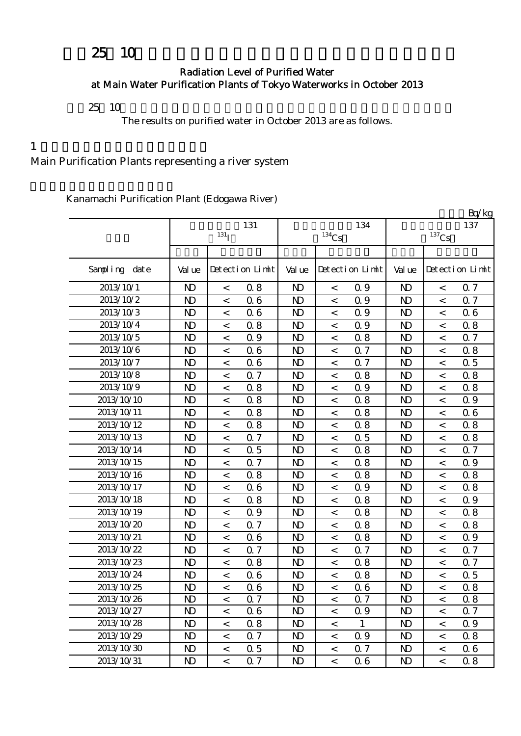# 25 10

## Radiation Level of Purified Water at Main Water Purification Plants of Tokyo Waterworks in October 2013

25 10

The results on purified water in October 2013 are as follows.

## 1

Main Purification Plants representing a river system

Kanamachi Purification Plant (Edogawa River)

Bq/kg

| | 131 $^{131}$I | | | 134 $^{134}$Cs | | | 137 $^{137}$Cs | | |
|---|---|---|---|---|---|---|---|---|---|
| Sampling date | Value | Detection Limit | | Value | Detection Limit | | Value | Detection Limit | |
| 2013/10/1 | ND | < | 0.8 | ND | < | 0.9 | ND | < | 0.7 |
| 2013/10/2 | ND | < | 0.6 | ND | < | 0.9 | ND | < | 0.7 |
| 2013/10/3 | ND | < | 0.6 | ND | < | 0.9 | ND | < | 0.6 |
| 2013/10/4 | ND | < | 0.8 | ND | < | 0.9 | ND | < | 0.8 |
| 2013/10/5 | ND | < | 0.9 | ND | < | 0.8 | ND | < | 0.7 |
| 2013/10/6 | ND | < | 0.6 | ND | < | 0.7 | ND | < | 0.8 |
| 2013/10/7 | ND | < | 0.6 | ND | < | 0.7 | ND | < | 0.5 |
| 2013/10/8 | ND | < | 0.7 | ND | < | 0.8 | ND | < | 0.8 |
| 2013/10/9 | ND | < | 0.8 | ND | < | 0.9 | ND | < | 0.8 |
| 2013/10/10 | ND | < | 0.8 | ND | < | 0.8 | ND | < | 0.9 |
| 2013/10/11 | ND | < | 0.8 | ND | < | 0.8 | ND | < | 0.6 |
| 2013/10/12 | ND | < | 0.8 | ND | < | 0.8 | ND | < | 0.8 |
| 2013/10/13 | ND | < | 0.7 | ND | < | 0.5 | ND | < | 0.8 |
| 2013/10/14 | ND | < | 0.5 | ND | < | 0.8 | ND | < | 0.7 |
| 2013/10/15 | ND | < | 0.7 | ND | < | 0.8 | ND | < | 0.9 |
| 2013/10/16 | ND | < | 0.8 | ND | < | 0.8 | ND | < | 0.8 |
| 2013/10/17 | ND | < | 0.6 | ND | < | 0.9 | ND | < | 0.8 |
| 2013/10/18 | ND | < | 0.8 | ND | < | 0.8 | ND | < | 0.9 |
| 2013/10/19 | ND | < | 0.9 | ND | < | 0.8 | ND | < | 0.8 |
| 2013/10/20 | ND | < | 0.7 | ND | < | 0.8 | ND | < | 0.8 |
| 2013/10/21 | ND | < | 0.6 | ND | < | 0.8 | ND | < | 0.9 |
| 2013/10/22 | ND | < | 0.7 | ND | < | 0.7 | ND | < | 0.7 |
| 2013/10/23 | ND | < | 0.8 | ND | < | 0.8 | ND | < | 0.7 |
| 2013/10/24 | ND | < | 0.6 | ND | < | 0.8 | ND | < | 0.5 |
| 2013/10/25 | ND | < | 0.6 | ND | < | 0.6 | ND | < | 0.8 |
| 2013/10/26 | ND | < | 0.7 | ND | < | 0.7 | ND | < | 0.8 |
| 2013/10/27 | ND | < | 0.6 | ND | < | 0.9 | ND | < | 0.7 |
| 2013/10/28 | ND | < | 0.8 | ND | < | 1 | ND | < | 0.9 |
| 2013/10/29 | ND | < | 0.7 | ND | < | 0.9 | ND | < | 0.8 |
| 2013/10/30 | ND | < | 0.5 | ND | < | 0.7 | ND | < | 0.6 |
| 2013/10/31 | ND | < | 0.7 | ND | < | 0.6 | ND | < | 0.8 |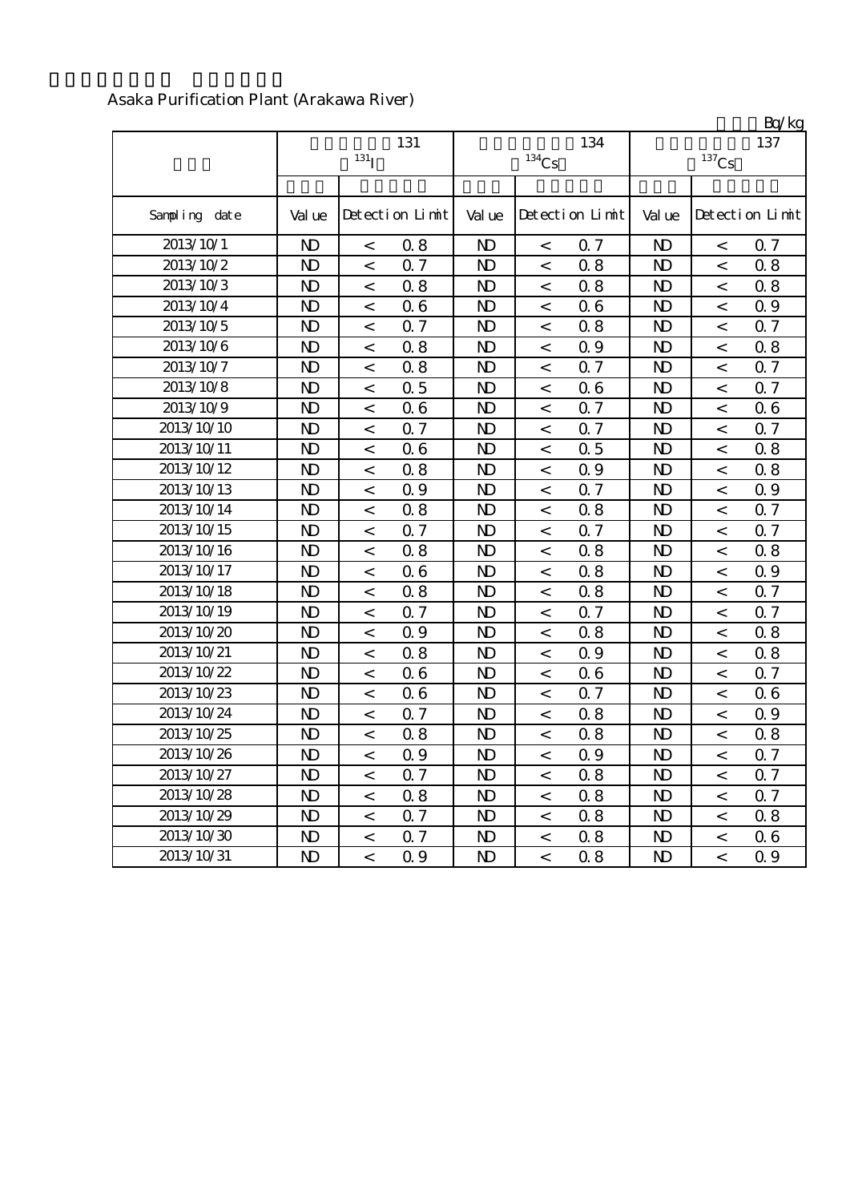Asaka Purification Plant (Arakawa River)

Bq/kg

| | 131 $^{131}I$ | | | 134 $^{134}Cs$ | | | 137 $^{137}Cs$ | | |
|---|---|---|---|---|---|---|---|---|---|
| Sampling date | Value | Detection Limit | | Value | Detection Limit | | Value | Detection Limit | |
| 2013/10/1 | ND | < | 0.8 | ND | < | 0.7 | ND | < | 0.7 |
| 2013/10/2 | ND | < | 0.7 | ND | < | 0.8 | ND | < | 0.8 |
| 2013/10/3 | ND | < | 0.8 | ND | < | 0.8 | ND | < | 0.8 |
| 2013/10/4 | ND | < | 0.6 | ND | < | 0.6 | ND | < | 0.9 |
| 2013/10/5 | ND | < | 0.7 | ND | < | 0.8 | ND | < | 0.7 |
| 2013/10/6 | ND | < | 0.8 | ND | < | 0.9 | ND | < | 0.8 |
| 2013/10/7 | ND | < | 0.8 | ND | < | 0.7 | ND | < | 0.7 |
| 2013/10/8 | ND | < | 0.5 | ND | < | 0.6 | ND | < | 0.7 |
| 2013/10/9 | ND | < | 0.6 | ND | < | 0.7 | ND | < | 0.6 |
| 2013/10/10 | ND | < | 0.7 | ND | < | 0.7 | ND | < | 0.7 |
| 2013/10/11 | ND | < | 0.6 | ND | < | 0.5 | ND | < | 0.8 |
| 2013/10/12 | ND | < | 0.8 | ND | < | 0.9 | ND | < | 0.8 |
| 2013/10/13 | ND | < | 0.9 | ND | < | 0.7 | ND | < | 0.9 |
| 2013/10/14 | ND | < | 0.8 | ND | < | 0.8 | ND | < | 0.7 |
| 2013/10/15 | ND | < | 0.7 | ND | < | 0.7 | ND | < | 0.7 |
| 2013/10/16 | ND | < | 0.8 | ND | < | 0.8 | ND | < | 0.8 |
| 2013/10/17 | ND | < | 0.6 | ND | < | 0.8 | ND | < | 0.9 |
| 2013/10/18 | ND | < | 0.8 | ND | < | 0.8 | ND | < | 0.7 |
| 2013/10/19 | ND | < | 0.7 | ND | < | 0.7 | ND | < | 0.7 |
| 2013/10/20 | ND | < | 0.9 | ND | < | 0.8 | ND | < | 0.8 |
| 2013/10/21 | ND | < | 0.8 | ND | < | 0.9 | ND | < | 0.8 |
| 2013/10/22 | ND | < | 0.6 | ND | < | 0.6 | ND | < | 0.7 |
| 2013/10/23 | ND | < | 0.6 | ND | < | 0.7 | ND | < | 0.6 |
| 2013/10/24 | ND | < | 0.7 | ND | < | 0.8 | ND | < | 0.9 |
| 2013/10/25 | ND | < | 0.8 | ND | < | 0.8 | ND | < | 0.8 |
| 2013/10/26 | ND | < | 0.9 | ND | < | 0.9 | ND | < | 0.7 |
| 2013/10/27 | ND | < | 0.7 | ND | < | 0.8 | ND | < | 0.7 |
| 2013/10/28 | ND | < | 0.8 | ND | < | 0.8 | ND | < | 0.7 |
| 2013/10/29 | ND | < | 0.7 | ND | < | 0.8 | ND | < | 0.8 |
| 2013/10/30 | ND | < | 0.7 | ND | < | 0.8 | ND | < | 0.6 |
| 2013/10/31 | ND | < | 0.9 | ND | < | 0.8 | ND | < | 0.9 |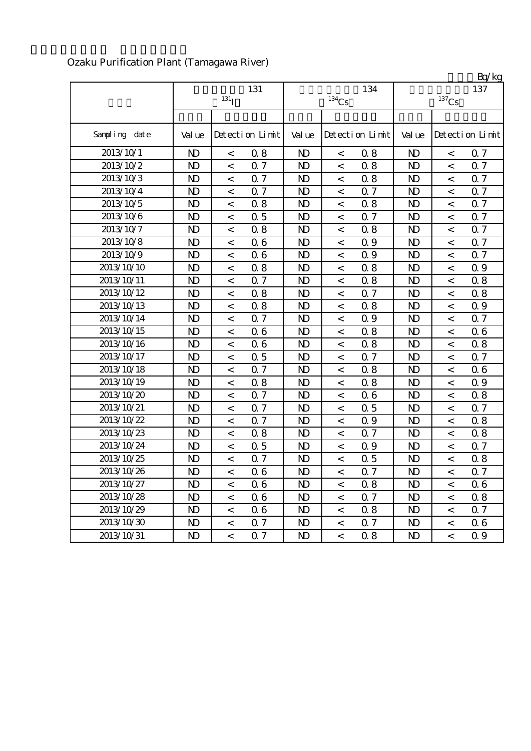Ozaku Purification Plant (Tamagawa River)

Bq/kg

| | 131 $^{131}I$ | | | 134 $^{134}Cs$ | | | 137 $^{137}Cs$ | | |
|---|---|---|---|---|---|---|---|---|---|
| Sampling date | Value | Detection Limit | | Value | Detection Limit | | Value | Detection Limit | |
| 2013/10/1 | ND | < | 0.8 | ND | < | 0.8 | ND | < | 0.7 |
| 2013/10/2 | ND | < | 0.7 | ND | < | 0.8 | ND | < | 0.7 |
| 2013/10/3 | ND | < | 0.7 | ND | < | 0.8 | ND | < | 0.7 |
| 2013/10/4 | ND | < | 0.7 | ND | < | 0.7 | ND | < | 0.7 |
| 2013/10/5 | ND | < | 0.8 | ND | < | 0.8 | ND | < | 0.7 |
| 2013/10/6 | ND | < | 0.5 | ND | < | 0.7 | ND | < | 0.7 |
| 2013/10/7 | ND | < | 0.8 | ND | < | 0.8 | ND | < | 0.7 |
| 2013/10/8 | ND | < | 0.6 | ND | < | 0.9 | ND | < | 0.7 |
| 2013/10/9 | ND | < | 0.6 | ND | < | 0.9 | ND | < | 0.7 |
| 2013/10/10 | ND | < | 0.8 | ND | < | 0.8 | ND | < | 0.9 |
| 2013/10/11 | ND | < | 0.7 | ND | < | 0.8 | ND | < | 0.8 |
| 2013/10/12 | ND | < | 0.8 | ND | < | 0.7 | ND | < | 0.8 |
| 2013/10/13 | ND | < | 0.8 | ND | < | 0.8 | ND | < | 0.9 |
| 2013/10/14 | ND | < | 0.7 | ND | < | 0.9 | ND | < | 0.7 |
| 2013/10/15 | ND | < | 0.6 | ND | < | 0.8 | ND | < | 0.6 |
| 2013/10/16 | ND | < | 0.6 | ND | < | 0.8 | ND | < | 0.8 |
| 2013/10/17 | ND | < | 0.5 | ND | < | 0.7 | ND | < | 0.7 |
| 2013/10/18 | ND | < | 0.7 | ND | < | 0.8 | ND | < | 0.6 |
| 2013/10/19 | ND | < | 0.8 | ND | < | 0.8 | ND | < | 0.9 |
| 2013/10/20 | ND | < | 0.7 | ND | < | 0.6 | ND | < | 0.8 |
| 2013/10/21 | ND | < | 0.7 | ND | < | 0.5 | ND | < | 0.7 |
| 2013/10/22 | ND | < | 0.7 | ND | < | 0.9 | ND | < | 0.8 |
| 2013/10/23 | ND | < | 0.8 | ND | < | 0.7 | ND | < | 0.8 |
| 2013/10/24 | ND | < | 0.5 | ND | < | 0.9 | ND | < | 0.7 |
| 2013/10/25 | ND | < | 0.7 | ND | < | 0.5 | ND | < | 0.8 |
| 2013/10/26 | ND | < | 0.6 | ND | < | 0.7 | ND | < | 0.7 |
| 2013/10/27 | ND | < | 0.6 | ND | < | 0.8 | ND | < | 0.6 |
| 2013/10/28 | ND | < | 0.6 | ND | < | 0.7 | ND | < | 0.8 |
| 2013/10/29 | ND | < | 0.6 | ND | < | 0.8 | ND | < | 0.7 |
| 2013/10/30 | ND | < | 0.7 | ND | < | 0.7 | ND | < | 0.6 |
| 2013/10/31 | ND | < | 0.7 | ND | < | 0.8 | ND | < | 0.9 |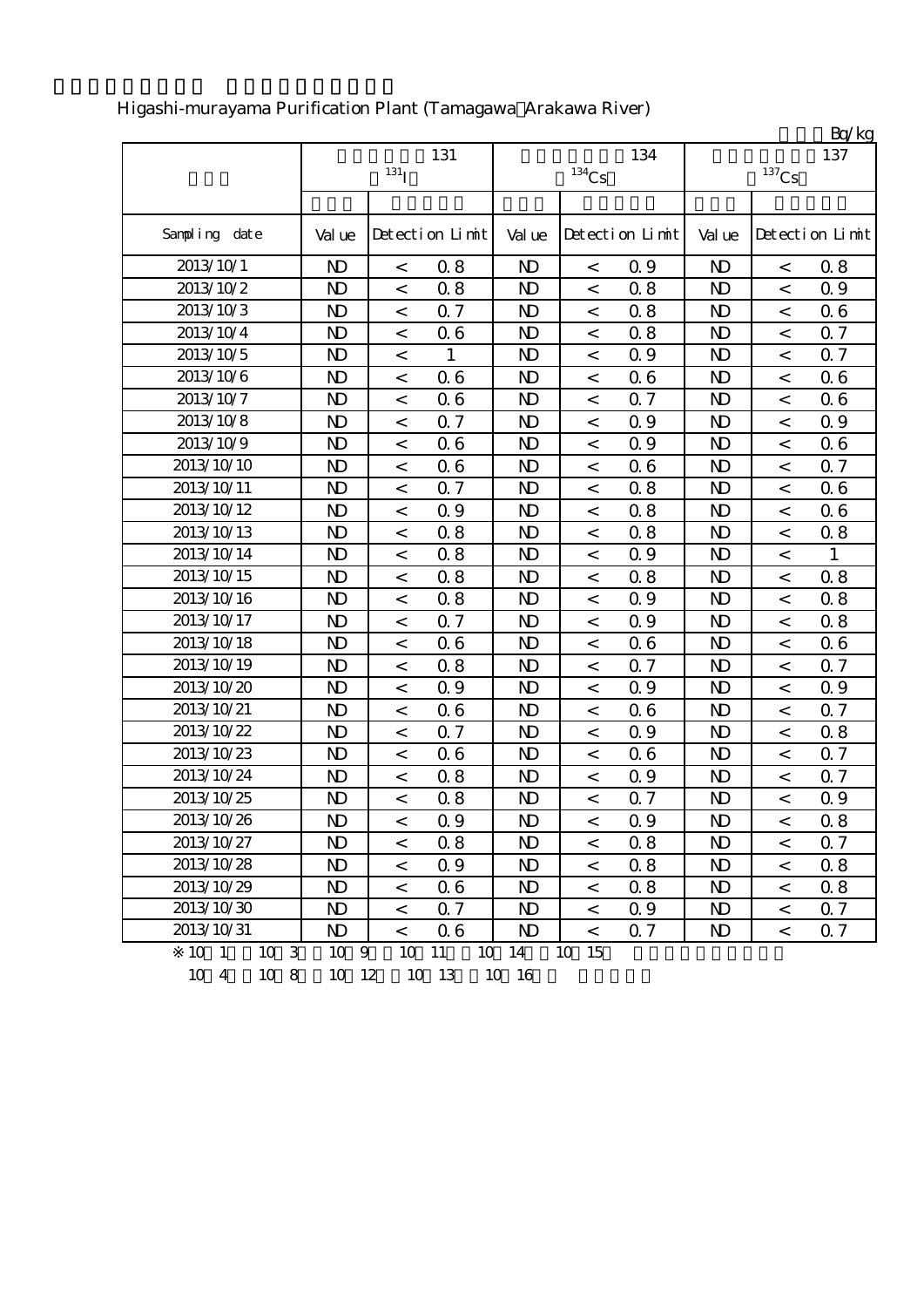Higashi-murayama Purification Plant (Tamagawa Arakawa River)

Bq/kg

| | 131 $^{131}$I | | 134 $^{134}$Cs | | 137 $^{137}$Cs | |
|---|---|---|---|---|---|---|
| Sampling date | Value | Detection Limit | Value | Detection Limit | Value | Detection Limit |
| 2013/10/1 | ND | < 0.8 | ND | < 0.9 | ND | < 0.8 |
| 2013/10/2 | ND | < 0.8 | ND | < 0.8 | ND | < 0.9 |
| 2013/10/3 | ND | < 0.7 | ND | < 0.8 | ND | < 0.6 |
| 2013/10/4 | ND | < 0.6 | ND | < 0.8 | ND | < 0.7 |
| 2013/10/5 | ND | < 1 | ND | < 0.9 | ND | < 0.7 |
| 2013/10/6 | ND | < 0.6 | ND | < 0.6 | ND | < 0.6 |
| 2013/10/7 | ND | < 0.6 | ND | < 0.7 | ND | < 0.6 |
| 2013/10/8 | ND | < 0.7 | ND | < 0.9 | ND | < 0.9 |
| 2013/10/9 | ND | < 0.6 | ND | < 0.9 | ND | < 0.6 |
| 2013/10/10 | ND | < 0.6 | ND | < 0.6 | ND | < 0.7 |
| 2013/10/11 | ND | < 0.7 | ND | < 0.8 | ND | < 0.6 |
| 2013/10/12 | ND | < 0.9 | ND | < 0.8 | ND | < 0.6 |
| 2013/10/13 | ND | < 0.8 | ND | < 0.8 | ND | < 0.8 |
| 2013/10/14 | ND | < 0.8 | ND | < 0.9 | ND | < 1 |
| 2013/10/15 | ND | < 0.8 | ND | < 0.8 | ND | < 0.8 |
| 2013/10/16 | ND | < 0.8 | ND | < 0.9 | ND | < 0.8 |
| 2013/10/17 | ND | < 0.7 | ND | < 0.9 | ND | < 0.8 |
| 2013/10/18 | ND | < 0.6 | ND | < 0.6 | ND | < 0.6 |
| 2013/10/19 | ND | < 0.8 | ND | < 0.7 | ND | < 0.7 |
| 2013/10/20 | ND | < 0.9 | ND | < 0.9 | ND | < 0.9 |
| 2013/10/21 | ND | < 0.6 | ND | < 0.6 | ND | < 0.7 |
| 2013/10/22 | ND | < 0.7 | ND | < 0.9 | ND | < 0.8 |
| 2013/10/23 | ND | < 0.6 | ND | < 0.6 | ND | < 0.7 |
| 2013/10/24 | ND | < 0.8 | ND | < 0.9 | ND | < 0.7 |
| 2013/10/25 | ND | < 0.8 | ND | < 0.7 | ND | < 0.9 |
| 2013/10/26 | ND | < 0.9 | ND | < 0.9 | ND | < 0.8 |
| 2013/10/27 | ND | < 0.8 | ND | < 0.8 | ND | < 0.7 |
| 2013/10/28 | ND | < 0.9 | ND | < 0.8 | ND | < 0.8 |
| 2013/10/29 | ND | < 0.6 | ND | < 0.8 | ND | < 0.8 |
| 2013/10/30 | ND | < 0.7 | ND | < 0.9 | ND | < 0.7 |
| 2013/10/31 | ND | < 0.6 | ND | < 0.7 | ND | < 0.7 |

※10 1 10 3 10 9 10 11 10 14 10 15

10 4 10 8 10 12 10 13 10 16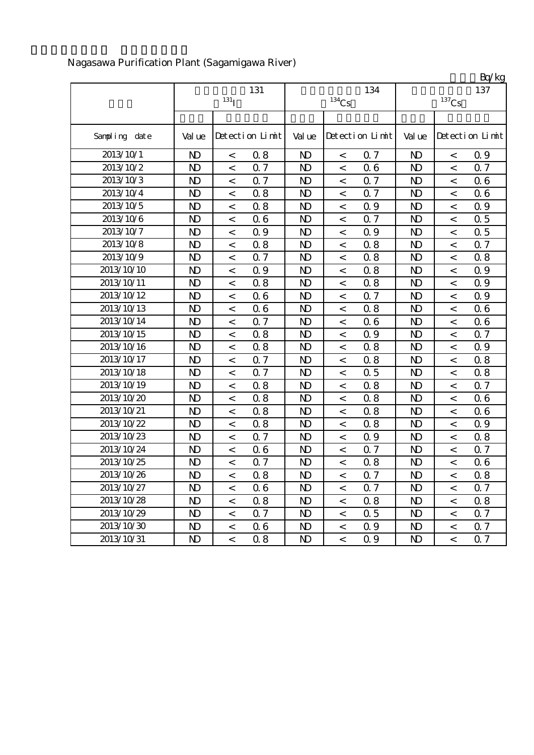Nagasawa Purification Plant (Sagamigawa River)

Bq/kg

| | 131 $^{131}$I | | 134 $^{134}$Cs | | 137 $^{137}$Cs | |
|---|---|---|---|---|---|---|
| Sampling date | Value | Detection Limit | Value | Detection Limit | Value | Detection Limit |
| 2013/10/1 | ND | < 0.8 | ND | < 0.7 | ND | < 0.9 |
| 2013/10/2 | ND | < 0.7 | ND | < 0.6 | ND | < 0.7 |
| 2013/10/3 | ND | < 0.7 | ND | < 0.7 | ND | < 0.6 |
| 2013/10/4 | ND | < 0.8 | ND | < 0.7 | ND | < 0.6 |
| 2013/10/5 | ND | < 0.8 | ND | < 0.9 | ND | < 0.9 |
| 2013/10/6 | ND | < 0.6 | ND | < 0.7 | ND | < 0.5 |
| 2013/10/7 | ND | < 0.9 | ND | < 0.9 | ND | < 0.5 |
| 2013/10/8 | ND | < 0.8 | ND | < 0.8 | ND | < 0.7 |
| 2013/10/9 | ND | < 0.7 | ND | < 0.8 | ND | < 0.8 |
| 2013/10/10 | ND | < 0.9 | ND | < 0.8 | ND | < 0.9 |
| 2013/10/11 | ND | < 0.8 | ND | < 0.8 | ND | < 0.9 |
| 2013/10/12 | ND | < 0.6 | ND | < 0.7 | ND | < 0.9 |
| 2013/10/13 | ND | < 0.6 | ND | < 0.8 | ND | < 0.6 |
| 2013/10/14 | ND | < 0.7 | ND | < 0.6 | ND | < 0.6 |
| 2013/10/15 | ND | < 0.8 | ND | < 0.9 | ND | < 0.7 |
| 2013/10/16 | ND | < 0.8 | ND | < 0.8 | ND | < 0.9 |
| 2013/10/17 | ND | < 0.7 | ND | < 0.8 | ND | < 0.8 |
| 2013/10/18 | ND | < 0.7 | ND | < 0.5 | ND | < 0.8 |
| 2013/10/19 | ND | < 0.8 | ND | < 0.8 | ND | < 0.7 |
| 2013/10/20 | ND | < 0.8 | ND | < 0.8 | ND | < 0.6 |
| 2013/10/21 | ND | < 0.8 | ND | < 0.8 | ND | < 0.6 |
| 2013/10/22 | ND | < 0.8 | ND | < 0.8 | ND | < 0.9 |
| 2013/10/23 | ND | < 0.7 | ND | < 0.9 | ND | < 0.8 |
| 2013/10/24 | ND | < 0.6 | ND | < 0.7 | ND | < 0.7 |
| 2013/10/25 | ND | < 0.7 | ND | < 0.8 | ND | < 0.6 |
| 2013/10/26 | ND | < 0.8 | ND | < 0.7 | ND | < 0.8 |
| 2013/10/27 | ND | < 0.6 | ND | < 0.7 | ND | < 0.7 |
| 2013/10/28 | ND | < 0.8 | ND | < 0.8 | ND | < 0.8 |
| 2013/10/29 | ND | < 0.7 | ND | < 0.5 | ND | < 0.7 |
| 2013/10/30 | ND | < 0.6 | ND | < 0.9 | ND | < 0.7 |
| 2013/10/31 | ND | < 0.8 | ND | < 0.9 | ND | < 0.7 |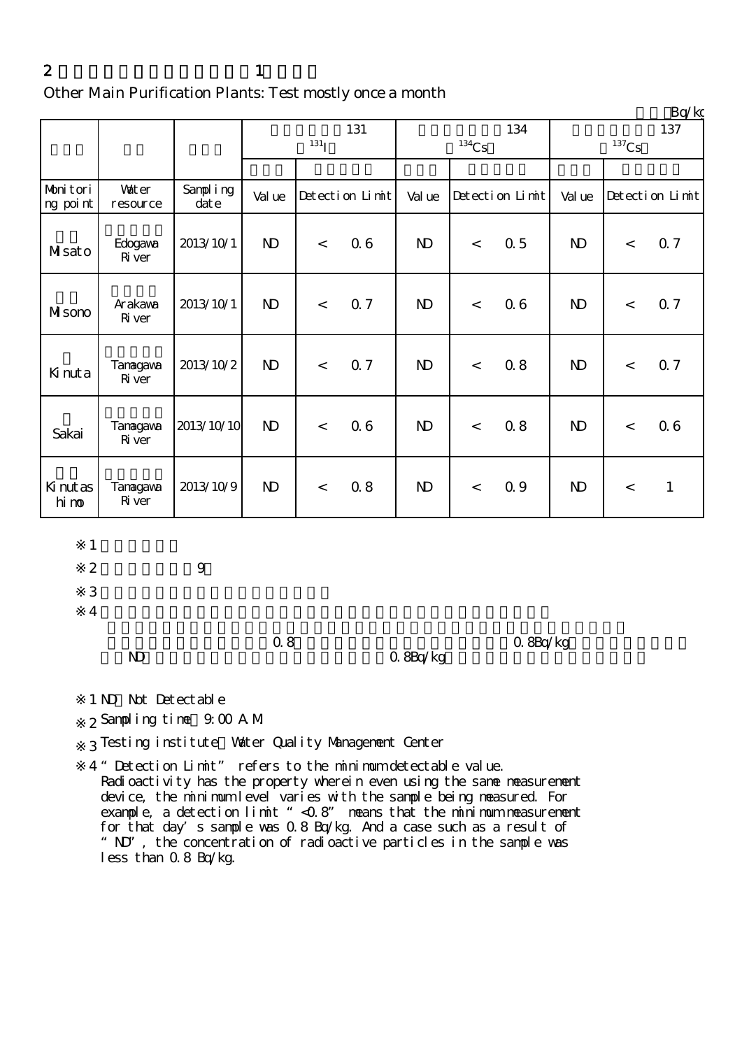2 1

Other Main Purification Plants: Test mostly once a month

Bq/kg

| | | | 131 $^{131}I$ | | | 134 $^{134}Cs$ | | | 137 $^{137}Cs$ | | |
|---|---|---|---|---|---|---|---|---|---|---|---|
| Monitoring point | Water resource | Sampling date | Value | Detection Limit | | Value | Detection Limit | | Value | Detection Limit | |
| Misato | Edogawa River | 2013/10/1 | ND | < | 0.6 | ND | < | 0.5 | ND | < | 0.7 |
| Misono | Arakawa River | 2013/10/1 | ND | < | 0.7 | ND | < | 0.6 | ND | < | 0.7 |
| Kinuta | Tamagawa River | 2013/10/2 | ND | < | 0.7 | ND | < | 0.8 | ND | < | 0.7 |
| Sakai | Tamagawa River | 2013/10/10 | ND | < | 0.6 | ND | < | 0.8 | ND | < | 0.6 |
| Kinutashimo | Tamagawa River | 2013/10/9 | ND | < | 0.8 | ND | < | 0.9 | ND | < | 1 |

※1

※2 9

※3

※4

0.8 0.8Bq/kg

ND 0.8Bq/kg

※1 ND：Not Detectable

※2 Sampling time：9:00 A.M.

※3 Testing institute：Water Quality Management Center

※4 "Detection Limit" refers to the minimum detectable value.
Radioactivity has the property wherein even using the same measurement device, the minimum level varies with the sample being measured. For example, a detection limit "<0.8" means that the minimum measurement for that day's sample was 0.8 Bq/kg. And a case such as a result of "ND", the concentration of radioactive particles in the sample was less than 0.8 Bq/kg.